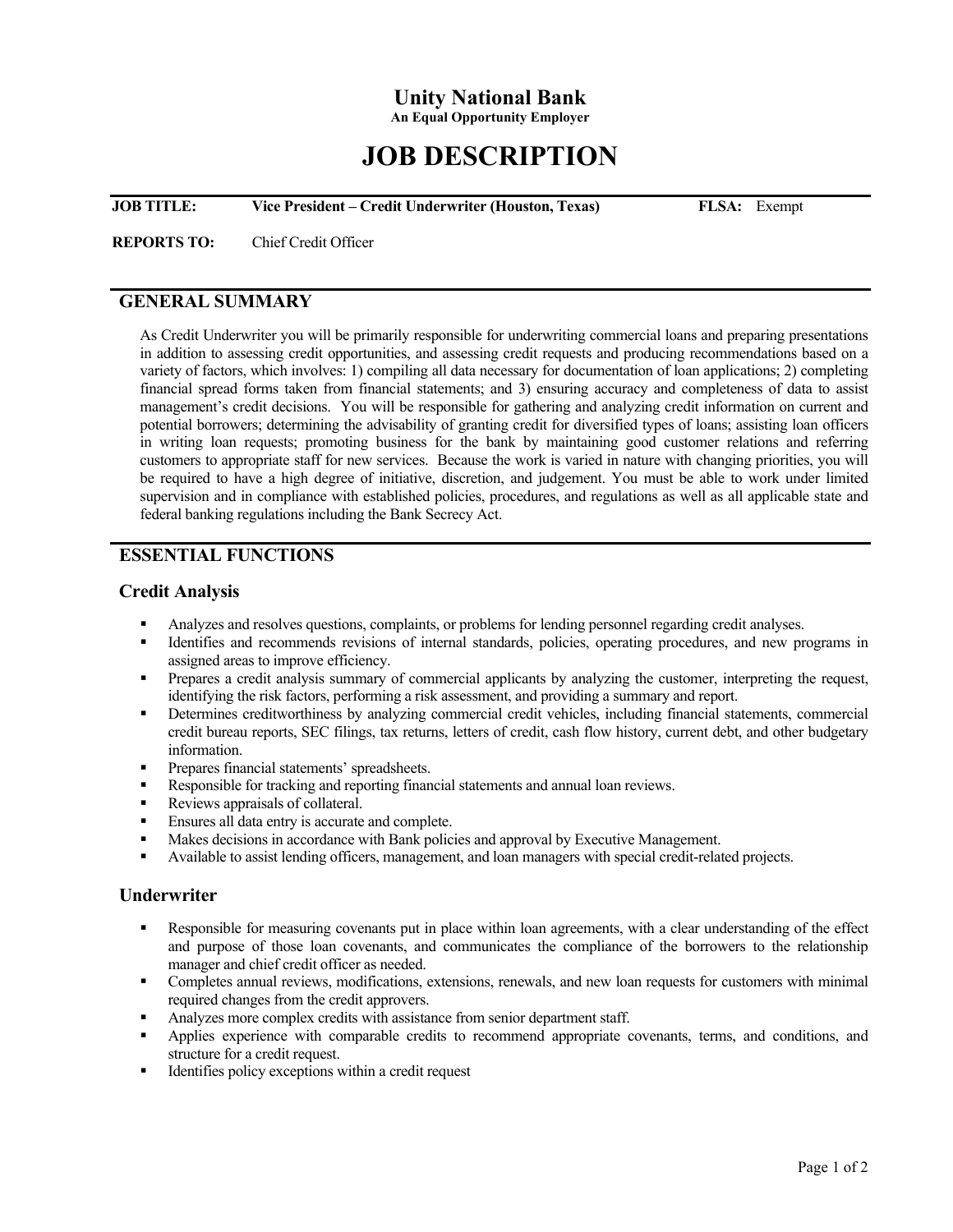# Unity National Bank

**An Equal Opportunity Employer**

# JOB DESCRIPTION

**JOB TITLE:** **Vice President – Credit Underwriter (Houston, Texas)** **FLSA:** Exempt

**REPORTS TO:** Chief Credit Officer

## GENERAL SUMMARY

As Credit Underwriter you will be primarily responsible for underwriting commercial loans and preparing presentations in addition to assessing credit opportunities, and assessing credit requests and producing recommendations based on a variety of factors, which involves: 1) compiling all data necessary for documentation of loan applications; 2) completing financial spread forms taken from financial statements; and 3) ensuring accuracy and completeness of data to assist management's credit decisions. You will be responsible for gathering and analyzing credit information on current and potential borrowers; determining the advisability of granting credit for diversified types of loans; assisting loan officers in writing loan requests; promoting business for the bank by maintaining good customer relations and referring customers to appropriate staff for new services. Because the work is varied in nature with changing priorities, you will be required to have a high degree of initiative, discretion, and judgement. You must be able to work under limited supervision and in compliance with established policies, procedures, and regulations as well as all applicable state and federal banking regulations including the Bank Secrecy Act.

## ESSENTIAL FUNCTIONS

### Credit Analysis

- Analyzes and resolves questions, complaints, or problems for lending personnel regarding credit analyses.
- Identifies and recommends revisions of internal standards, policies, operating procedures, and new programs in assigned areas to improve efficiency.
- Prepares a credit analysis summary of commercial applicants by analyzing the customer, interpreting the request, identifying the risk factors, performing a risk assessment, and providing a summary and report.
- Determines creditworthiness by analyzing commercial credit vehicles, including financial statements, commercial credit bureau reports, SEC filings, tax returns, letters of credit, cash flow history, current debt, and other budgetary information.
- Prepares financial statements' spreadsheets.
- Responsible for tracking and reporting financial statements and annual loan reviews.
- Reviews appraisals of collateral.
- Ensures all data entry is accurate and complete.
- Makes decisions in accordance with Bank policies and approval by Executive Management.
- Available to assist lending officers, management, and loan managers with special credit-related projects.

### Underwriter

- Responsible for measuring covenants put in place within loan agreements, with a clear understanding of the effect and purpose of those loan covenants, and communicates the compliance of the borrowers to the relationship manager and chief credit officer as needed.
- Completes annual reviews, modifications, extensions, renewals, and new loan requests for customers with minimal required changes from the credit approvers.
- Analyzes more complex credits with assistance from senior department staff.
- Applies experience with comparable credits to recommend appropriate covenants, terms, and conditions, and structure for a credit request.
- Identifies policy exceptions within a credit request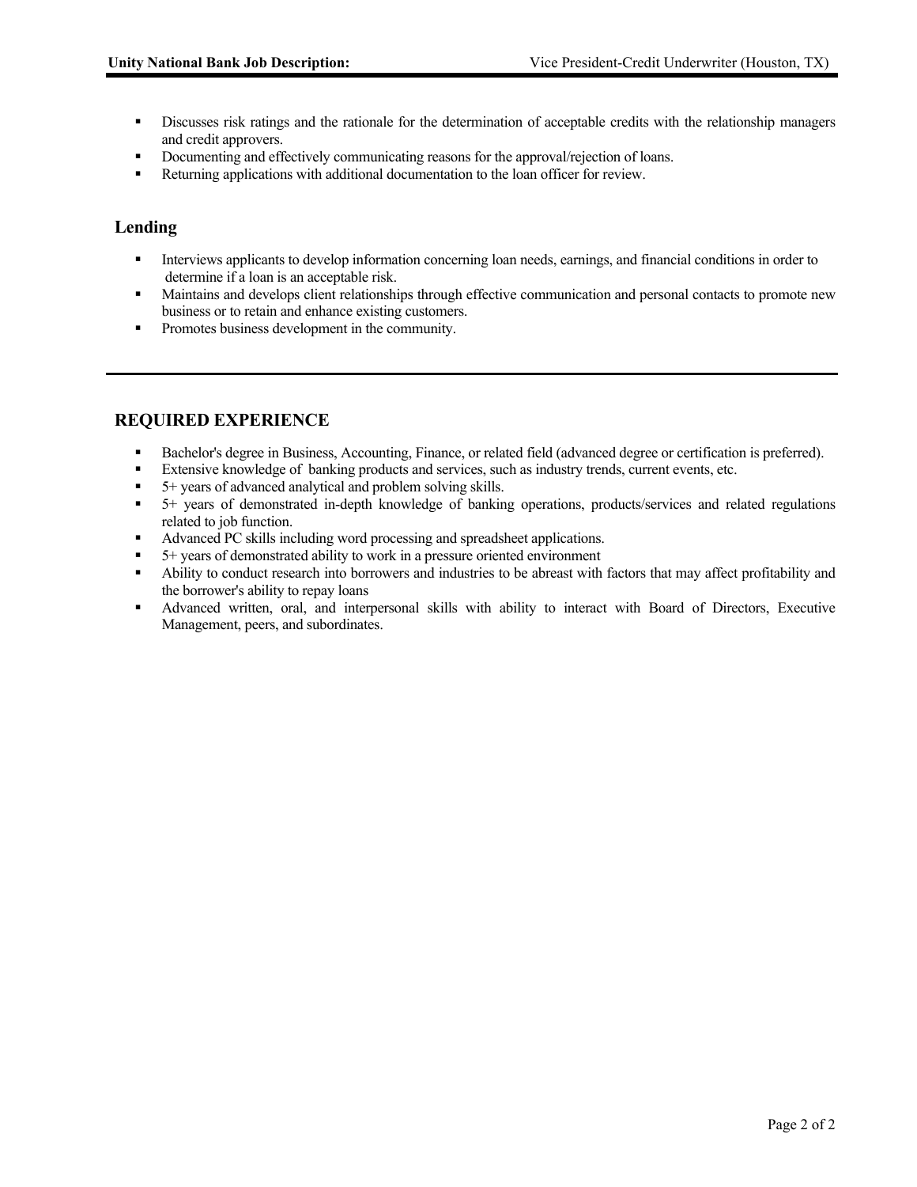- Discusses risk ratings and the rationale for the determination of acceptable credits with the relationship managers and credit approvers.
- Documenting and effectively communicating reasons for the approval/rejection of loans.
- Returning applications with additional documentation to the loan officer for review.

## Lending

- Interviews applicants to develop information concerning loan needs, earnings, and financial conditions in order to determine if a loan is an acceptable risk.
- Maintains and develops client relationships through effective communication and personal contacts to promote new business or to retain and enhance existing customers.
- Promotes business development in the community.

---

## REQUIRED EXPERIENCE

- Bachelor's degree in Business, Accounting, Finance, or related field (advanced degree or certification is preferred).
- Extensive knowledge of banking products and services, such as industry trends, current events, etc.
- 5+ years of advanced analytical and problem solving skills.
- 5+ years of demonstrated in-depth knowledge of banking operations, products/services and related regulations related to job function.
- Advanced PC skills including word processing and spreadsheet applications.
- 5+ years of demonstrated ability to work in a pressure oriented environment
- Ability to conduct research into borrowers and industries to be abreast with factors that may affect profitability and the borrower's ability to repay loans
- Advanced written, oral, and interpersonal skills with ability to interact with Board of Directors, Executive Management, peers, and subordinates.